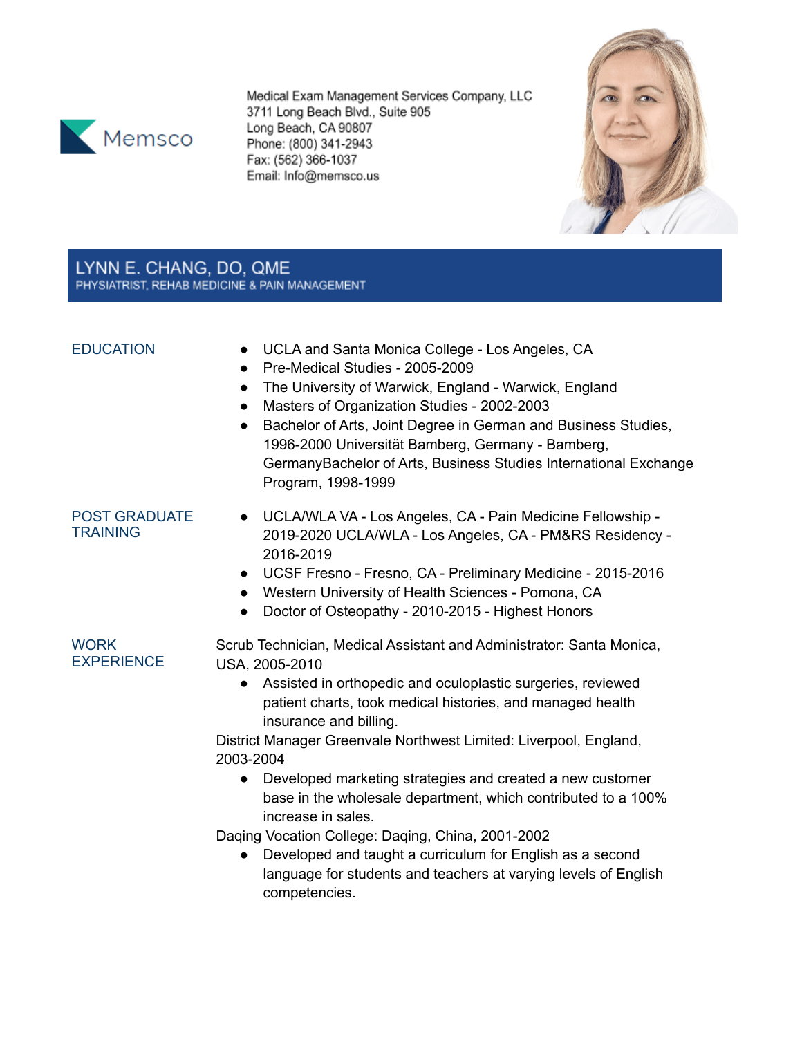Memsco

Medical Exam Management Services Company, LLC
3711 Long Beach Blvd., Suite 905
Long Beach, CA 90807
Phone: (800) 341-2943
Fax: (562) 366-1037
Email: Info@memsco.us

# LYNN E. CHANG, DO, QME

PHYSIATRIST, REHAB MEDICINE & PAIN MANAGEMENT

## EDUCATION

- UCLA and Santa Monica College - Los Angeles, CA
- Pre-Medical Studies - 2005-2009
- The University of Warwick, England - Warwick, England
- Masters of Organization Studies - 2002-2003
- Bachelor of Arts, Joint Degree in German and Business Studies, 1996-2000 Universität Bamberg, Germany - Bamberg, GermanyBachelor of Arts, Business Studies International Exchange Program, 1998-1999

## POST GRADUATE TRAINING

- UCLA/WLA VA - Los Angeles, CA - Pain Medicine Fellowship - 2019-2020 UCLA/WLA - Los Angeles, CA - PM&RS Residency - 2016-2019
- UCSF Fresno - Fresno, CA - Preliminary Medicine - 2015-2016
- Western University of Health Sciences - Pomona, CA
- Doctor of Osteopathy - 2010-2015 - Highest Honors

## WORK EXPERIENCE

Scrub Technician, Medical Assistant and Administrator: Santa Monica, USA, 2005-2010

- Assisted in orthopedic and oculoplastic surgeries, reviewed patient charts, took medical histories, and managed health insurance and billing.

District Manager Greenvale Northwest Limited: Liverpool, England, 2003-2004

- Developed marketing strategies and created a new customer base in the wholesale department, which contributed to a 100% increase in sales.

Daqing Vocation College: Daqing, China, 2001-2002

- Developed and taught a curriculum for English as a second language for students and teachers at varying levels of English competencies.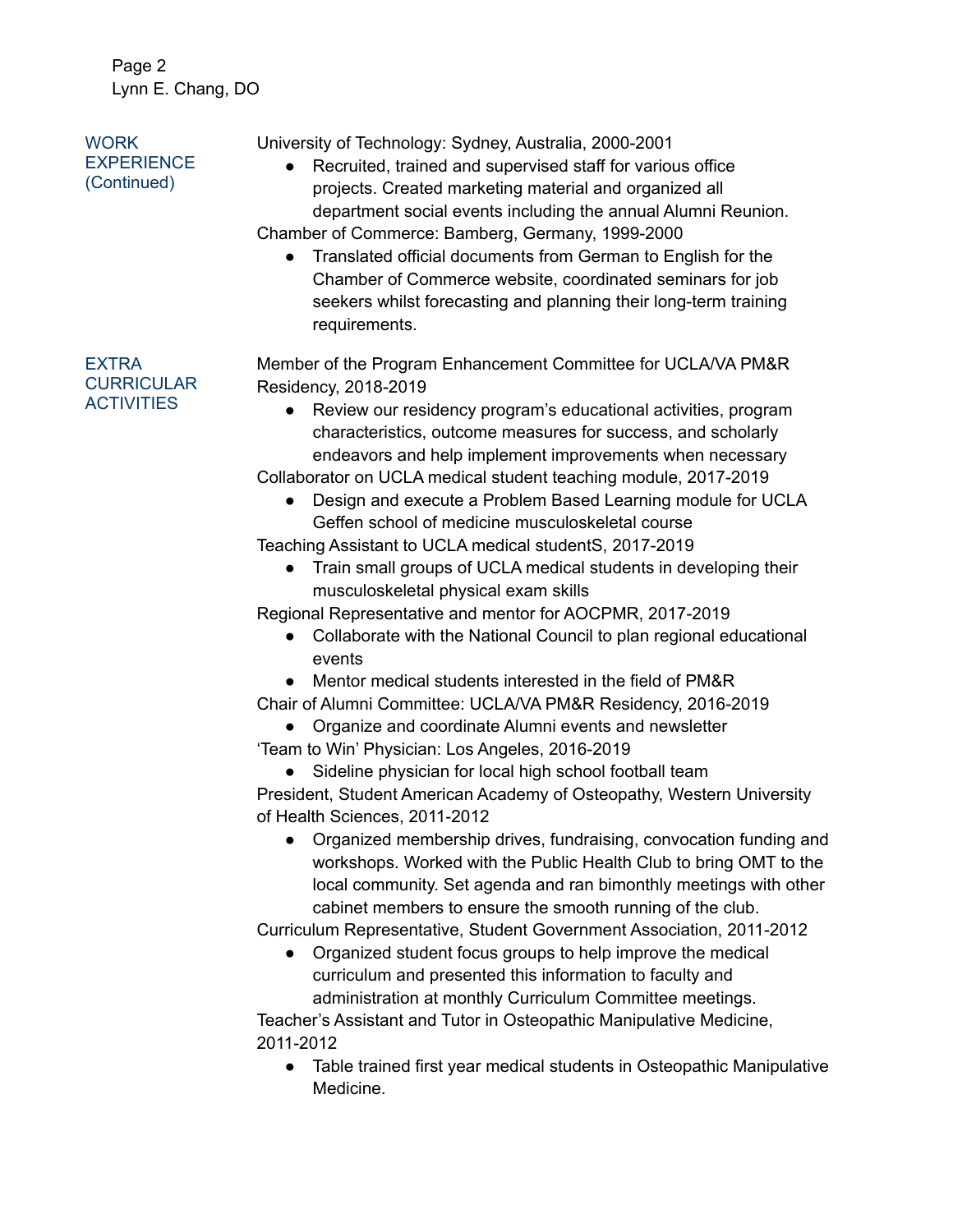## WORK EXPERIENCE (Continued)

University of Technology: Sydney, Australia, 2000-2001

- Recruited, trained and supervised staff for various office projects. Created marketing material and organized all department social events including the annual Alumni Reunion.

Chamber of Commerce: Bamberg, Germany, 1999-2000

- Translated official documents from German to English for the Chamber of Commerce website, coordinated seminars for job seekers whilst forecasting and planning their long-term training requirements.

## EXTRA CURRICULAR ACTIVITIES

Member of the Program Enhancement Committee for UCLA/VA PM&R Residency, 2018-2019

- Review our residency program's educational activities, program characteristics, outcome measures for success, and scholarly endeavors and help implement improvements when necessary

Collaborator on UCLA medical student teaching module, 2017-2019

- Design and execute a Problem Based Learning module for UCLA Geffen school of medicine musculoskeletal course

Teaching Assistant to UCLA medical studentS, 2017-2019

- Train small groups of UCLA medical students in developing their musculoskeletal physical exam skills

Regional Representative and mentor for AOCPMR, 2017-2019

- Collaborate with the National Council to plan regional educational events
- Mentor medical students interested in the field of PM&R

Chair of Alumni Committee: UCLA/VA PM&R Residency, 2016-2019

- Organize and coordinate Alumni events and newsletter

'Team to Win' Physician: Los Angeles, 2016-2019

- Sideline physician for local high school football team

President, Student American Academy of Osteopathy, Western University of Health Sciences, 2011-2012

- Organized membership drives, fundraising, convocation funding and workshops. Worked with the Public Health Club to bring OMT to the local community. Set agenda and ran bimonthly meetings with other cabinet members to ensure the smooth running of the club.

Curriculum Representative, Student Government Association, 2011-2012

- Organized student focus groups to help improve the medical curriculum and presented this information to faculty and administration at monthly Curriculum Committee meetings.

Teacher's Assistant and Tutor in Osteopathic Manipulative Medicine, 2011-2012

- Table trained first year medical students in Osteopathic Manipulative Medicine.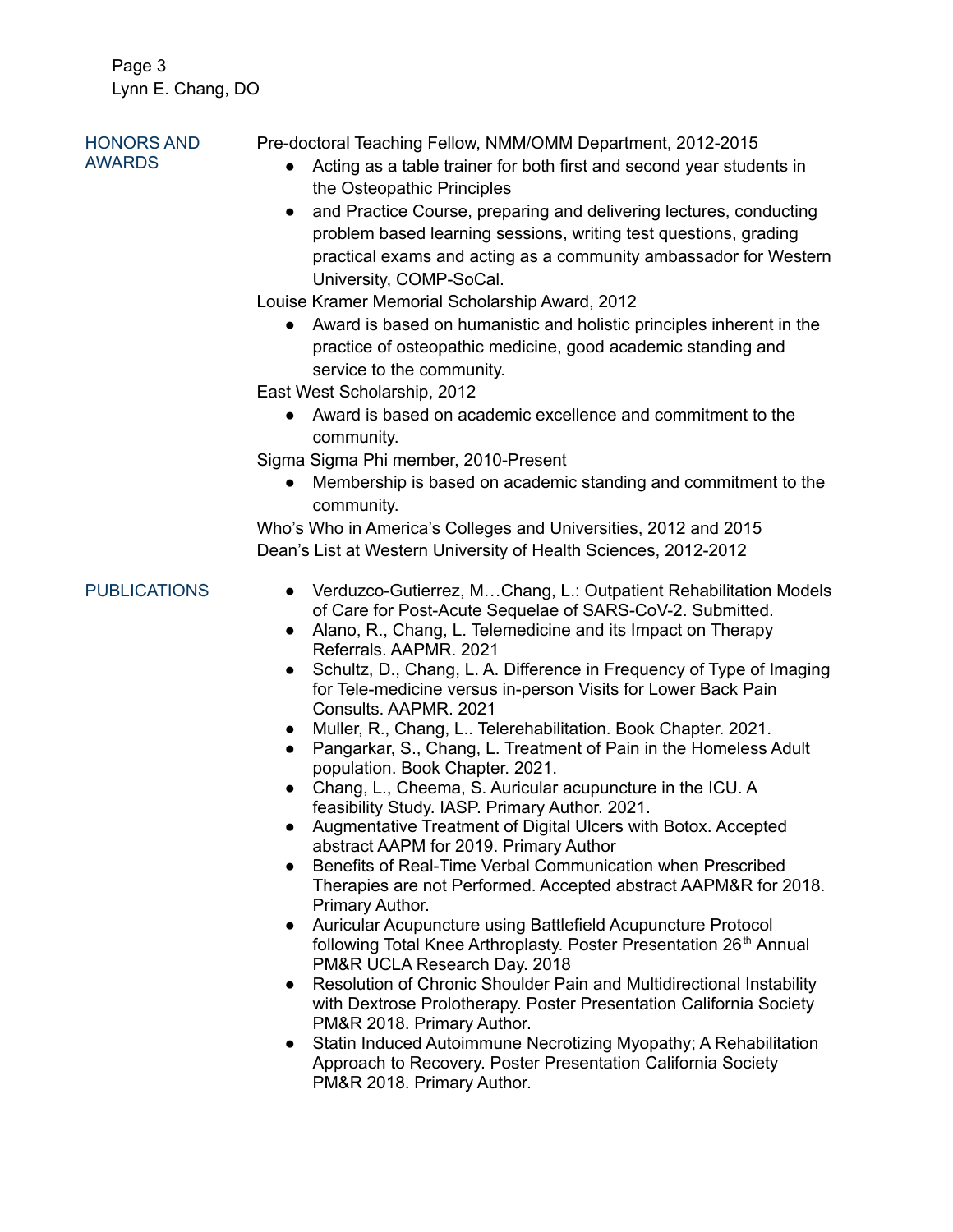## HONORS AND AWARDS

Pre-doctoral Teaching Fellow, NMM/OMM Department, 2012-2015

- Acting as a table trainer for both first and second year students in the Osteopathic Principles
- and Practice Course, preparing and delivering lectures, conducting problem based learning sessions, writing test questions, grading practical exams and acting as a community ambassador for Western University, COMP-SoCal.

Louise Kramer Memorial Scholarship Award, 2012

- Award is based on humanistic and holistic principles inherent in the practice of osteopathic medicine, good academic standing and service to the community.

East West Scholarship, 2012

- Award is based on academic excellence and commitment to the community.

Sigma Sigma Phi member, 2010-Present

- Membership is based on academic standing and commitment to the community.

Who's Who in America's Colleges and Universities, 2012 and 2015

Dean's List at Western University of Health Sciences, 2012-2012

## PUBLICATIONS

- Verduzco-Gutierrez, M…Chang, L.: Outpatient Rehabilitation Models of Care for Post-Acute Sequelae of SARS-CoV-2. Submitted.
- Alano, R., Chang, L. Telemedicine and its Impact on Therapy Referrals. AAPMR. 2021
- Schultz, D., Chang, L. A. Difference in Frequency of Type of Imaging for Tele-medicine versus in-person Visits for Lower Back Pain Consults. AAPMR. 2021
- Muller, R., Chang, L.. Telerehabilitation. Book Chapter. 2021.
- Pangarkar, S., Chang, L. Treatment of Pain in the Homeless Adult population. Book Chapter. 2021.
- Chang, L., Cheema, S. Auricular acupuncture in the ICU. A feasibility Study. IASP. Primary Author. 2021.
- Augmentative Treatment of Digital Ulcers with Botox. Accepted abstract AAPM for 2019. Primary Author
- Benefits of Real-Time Verbal Communication when Prescribed Therapies are not Performed. Accepted abstract AAPM&R for 2018. Primary Author.
- Auricular Acupuncture using Battlefield Acupuncture Protocol following Total Knee Arthroplasty. Poster Presentation 26th Annual PM&R UCLA Research Day. 2018
- Resolution of Chronic Shoulder Pain and Multidirectional Instability with Dextrose Prolotherapy. Poster Presentation California Society PM&R 2018. Primary Author.
- Statin Induced Autoimmune Necrotizing Myopathy; A Rehabilitation Approach to Recovery. Poster Presentation California Society PM&R 2018. Primary Author.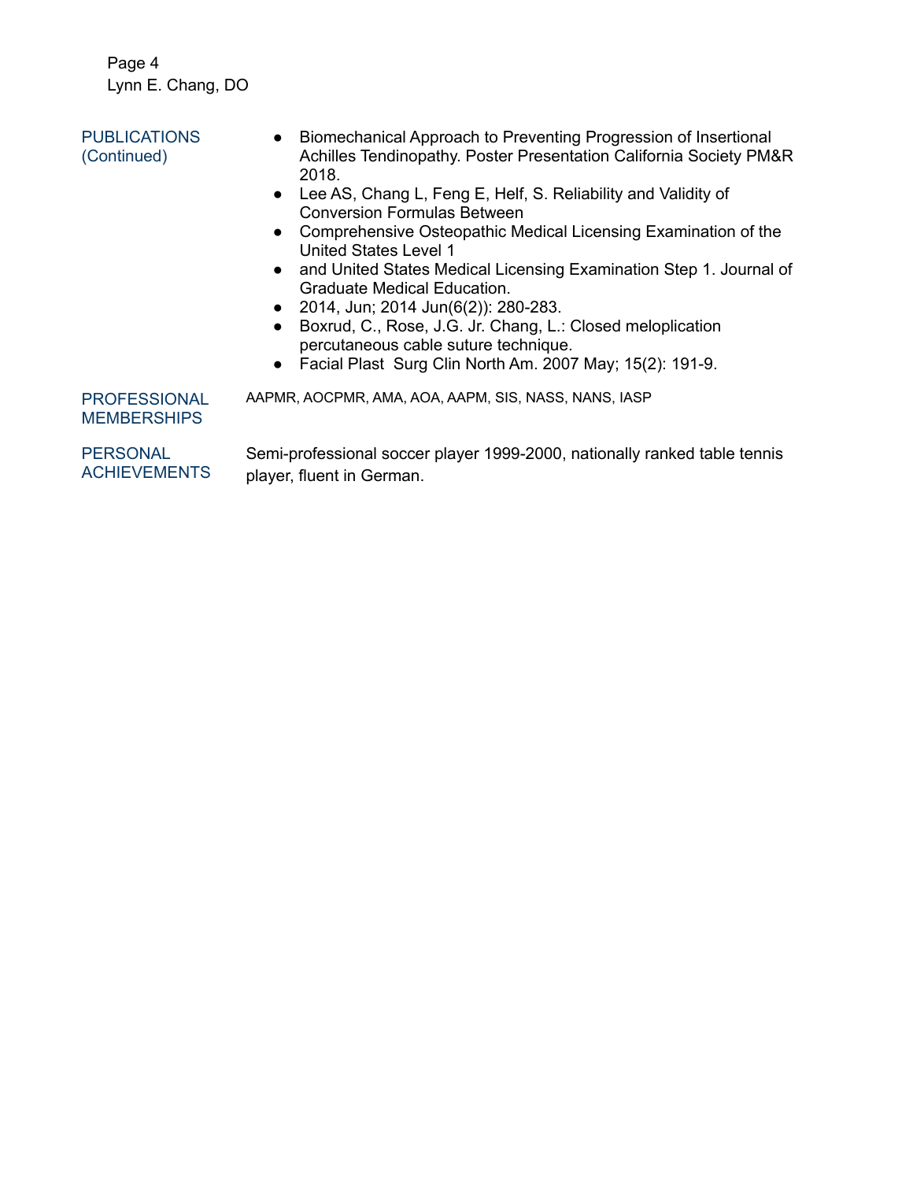## PUBLICATIONS (Continued)

- Biomechanical Approach to Preventing Progression of Insertional Achilles Tendinopathy. Poster Presentation California Society PM&R 2018.
- Lee AS, Chang L, Feng E, Helf, S. Reliability and Validity of Conversion Formulas Between
- Comprehensive Osteopathic Medical Licensing Examination of the United States Level 1
- and United States Medical Licensing Examination Step 1. Journal of Graduate Medical Education.
- 2014, Jun; 2014 Jun(6(2)): 280-283.
- Boxrud, C., Rose, J.G. Jr. Chang, L.: Closed meloplication percutaneous cable suture technique.
- Facial Plast Surg Clin North Am. 2007 May; 15(2): 191-9.

## PROFESSIONAL MEMBERSHIPS

AAPMR, AOCPMR, AMA, AOA, AAPM, SIS, NASS, NANS, IASP

## PERSONAL ACHIEVEMENTS

Semi-professional soccer player 1999-2000, nationally ranked table tennis player, fluent in German.